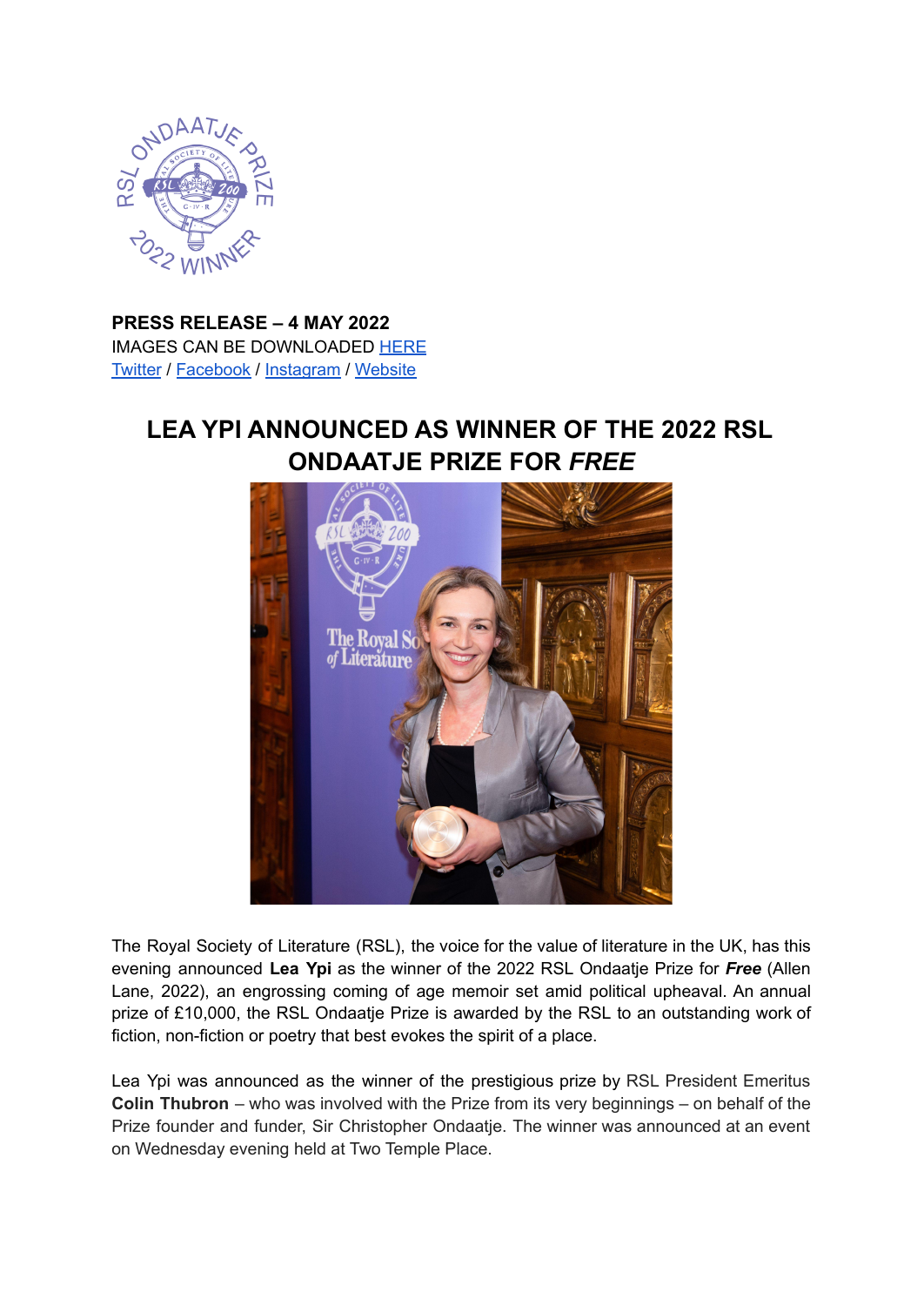**PRESS RELEASE – 4 MAY 2022**
IMAGES CAN BE DOWNLOADED HERE
Twitter / Facebook / Instagram / Website

# LEA YPI ANNOUNCED AS WINNER OF THE 2022 RSL ONDAATJE PRIZE FOR *FREE*

The Royal Society of Literature (RSL), the voice for the value of literature in the UK, has this evening announced **Lea Ypi** as the winner of the 2022 RSL Ondaatje Prize for ***Free*** (Allen Lane, 2022), an engrossing coming of age memoir set amid political upheaval. An annual prize of £10,000, the RSL Ondaatje Prize is awarded by the RSL to an outstanding work of fiction, non-fiction or poetry that best evokes the spirit of a place.

Lea Ypi was announced as the winner of the prestigious prize by RSL President Emeritus **Colin Thubron** – who was involved with the Prize from its very beginnings – on behalf of the Prize founder and funder, Sir Christopher Ondaatje. The winner was announced at an event on Wednesday evening held at Two Temple Place.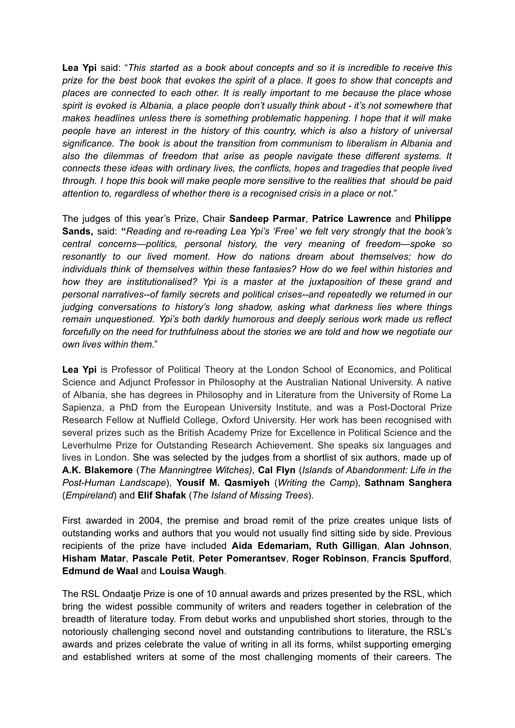**Lea Ypi** said: "*This started as a book about concepts and so it is incredible to receive this prize for the best book that evokes the spirit of a place. It goes to show that concepts and places are connected to each other. It is really important to me because the place whose spirit is evoked is Albania, a place people don't usually think about - it's not somewhere that makes headlines unless there is something problematic happening. I hope that it will make people have an interest in the history of this country, which is also a history of universal significance. The book is about the transition from communism to liberalism in Albania and also the dilemmas of freedom that arise as people navigate these different systems. It connects these ideas with ordinary lives, the conflicts, hopes and tragedies that people lived through. I hope this book will make people more sensitive to the realities that should be paid attention to, regardless of whether there is a recognised crisis in a place or not*."

The judges of this year's Prize, Chair **Sandeep Parmar**, **Patrice Lawrence** and **Philippe Sands,** said: **"***Reading and re-reading Lea Ypi's 'Free' we felt very strongly that the book's central concerns—politics, personal history, the very meaning of freedom—spoke so resonantly to our lived moment. How do nations dream about themselves; how do individuals think of themselves within these fantasies? How do we feel within histories and how they are institutionalised? Ypi is a master at the juxtaposition of these grand and personal narratives--of family secrets and political crises--and repeatedly we returned in our judging conversations to history's long shadow, asking what darkness lies where things remain unquestioned. Ypi's both darkly humorous and deeply serious work made us reflect forcefully on the need for truthfulness about the stories we are told and how we negotiate our own lives within them.*"

**Lea Ypi** is Professor of Political Theory at the London School of Economics, and Political Science and Adjunct Professor in Philosophy at the Australian National University. A native of Albania, she has degrees in Philosophy and in Literature from the University of Rome La Sapienza, a PhD from the European University Institute, and was a Post-Doctoral Prize Research Fellow at Nuffield College, Oxford University. Her work has been recognised with several prizes such as the British Academy Prize for Excellence in Political Science and the Leverhulme Prize for Outstanding Research Achievement. She speaks six languages and lives in London. She was selected by the judges from a shortlist of six authors, made up of **A.K. Blakemore** (*The Manningtree Witches)*, **Cal Flyn** (*Islands of Abandonment: Life in the Post-Human Landscape*), **Yousif M. Qasmiyeh** (*Writing the Camp*), **Sathnam Sanghera** (*Empireland*) and **Elif Shafak** (*The Island of Missing Trees*).

First awarded in 2004, the premise and broad remit of the prize creates unique lists of outstanding works and authors that you would not usually find sitting side by side. Previous recipients of the prize have included **Aida Edemariam, Ruth Gilligan**, **Alan Johnson**, **Hisham Matar**, **Pascale Petit**, **Peter Pomerantsev**, **Roger Robinson**, **Francis Spufford**, **Edmund de Waal** and **Louisa Waugh**.

The RSL Ondaatje Prize is one of 10 annual awards and prizes presented by the RSL, which bring the widest possible community of writers and readers together in celebration of the breadth of literature today. From debut works and unpublished short stories, through to the notoriously challenging second novel and outstanding contributions to literature, the RSL's awards and prizes celebrate the value of writing in all its forms, whilst supporting emerging and established writers at some of the most challenging moments of their careers. The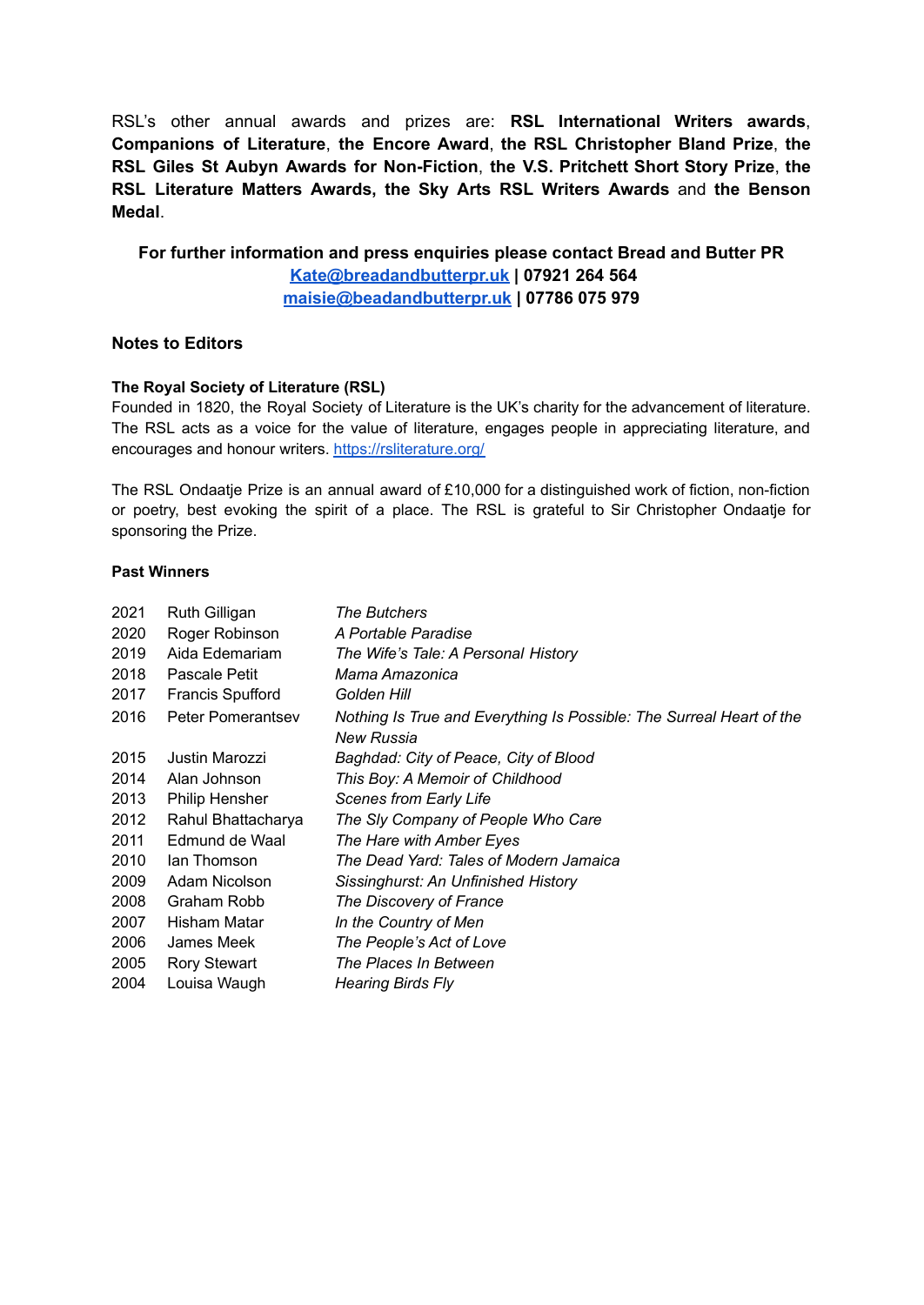RSL's other annual awards and prizes are: **RSL International Writers awards**, **Companions of Literature**, **the Encore Award**, **the RSL Christopher Bland Prize**, **the RSL Giles St Aubyn Awards for Non-Fiction**, **the V.S. Pritchett Short Story Prize**, **the RSL Literature Matters Awards, the Sky Arts RSL Writers Awards** and **the Benson Medal**.

**For further information and press enquiries please contact Bread and Butter PR**
**[Kate@breadandbutterpr.uk](mailto:Kate@breadandbutterpr.uk) | 07921 264 564**
**[maisie@beadandbutterpr.uk](mailto:maisie@beadandbutterpr.uk) | 07786 075 979**

### Notes to Editors

**The Royal Society of Literature (RSL)**
Founded in 1820, the Royal Society of Literature is the UK's charity for the advancement of literature. The RSL acts as a voice for the value of literature, engages people in appreciating literature, and encourages and honour writers. [https://rsliterature.org/](https://rsliterature.org/)

The RSL Ondaatje Prize is an annual award of £10,000 for a distinguished work of fiction, non-fiction or poetry, best evoking the spirit of a place. The RSL is grateful to Sir Christopher Ondaatje for sponsoring the Prize.

**Past Winners**

| | | |
|---|---|---|
| 2021 | Ruth Gilligan | *The Butchers* |
| 2020 | Roger Robinson | *A Portable Paradise* |
| 2019 | Aida Edemariam | *The Wife's Tale: A Personal History* |
| 2018 | Pascale Petit | *Mama Amazonica* |
| 2017 | Francis Spufford | *Golden Hill* |
| 2016 | Peter Pomerantsev | *Nothing Is True and Everything Is Possible: The Surreal Heart of the New Russia* |
| 2015 | Justin Marozzi | *Baghdad: City of Peace, City of Blood* |
| 2014 | Alan Johnson | *This Boy: A Memoir of Childhood* |
| 2013 | Philip Hensher | *Scenes from Early Life* |
| 2012 | Rahul Bhattacharya | *The Sly Company of People Who Care* |
| 2011 | Edmund de Waal | *The Hare with Amber Eyes* |
| 2010 | Ian Thomson | *The Dead Yard: Tales of Modern Jamaica* |
| 2009 | Adam Nicolson | *Sissinghurst: An Unfinished History* |
| 2008 | Graham Robb | *The Discovery of France* |
| 2007 | Hisham Matar | *In the Country of Men* |
| 2006 | James Meek | *The People's Act of Love* |
| 2005 | Rory Stewart | *The Places In Between* |
| 2004 | Louisa Waugh | *Hearing Birds Fly* |